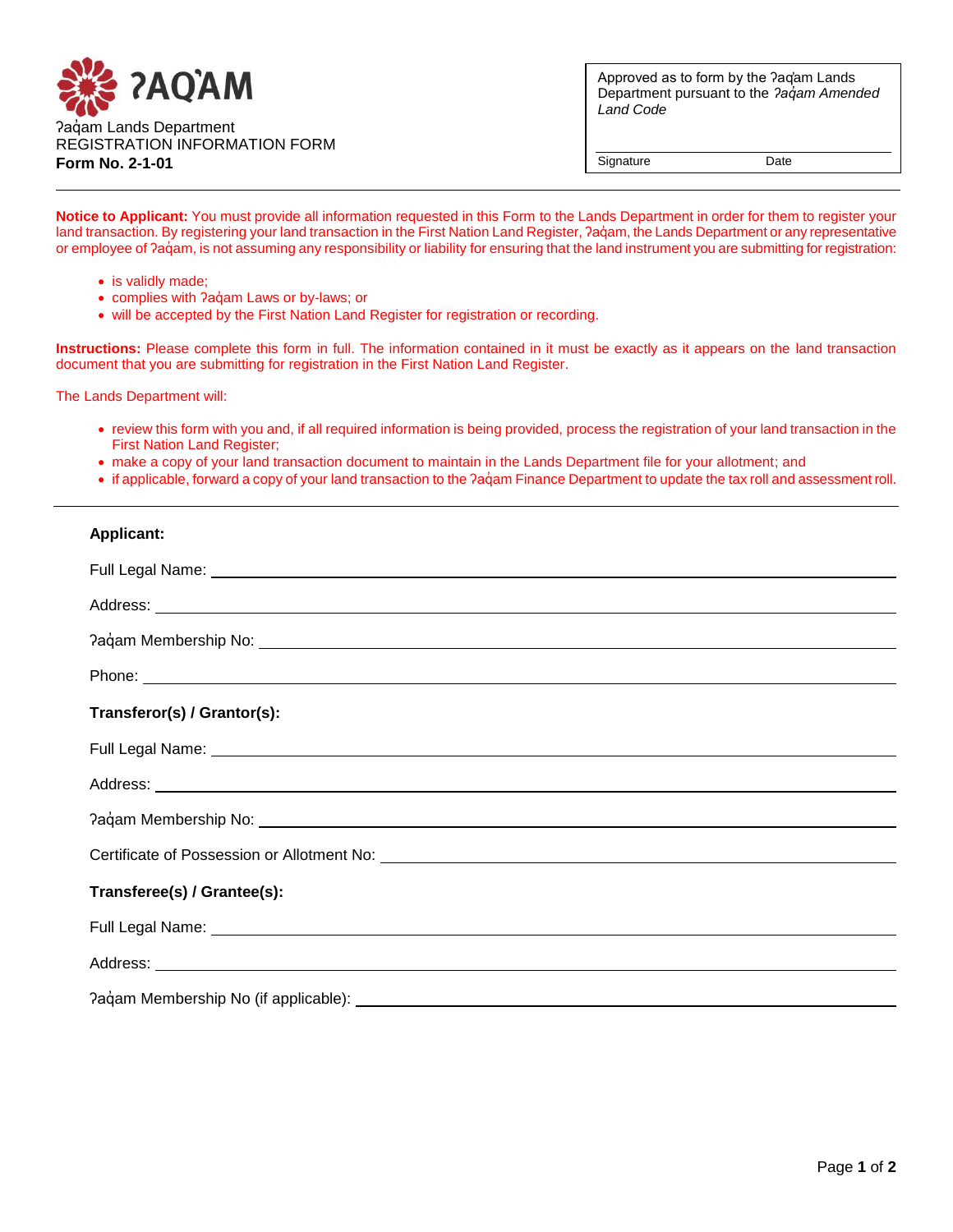ʔAQ̓AM

ʔaq̓am Lands Department
REGISTRATION INFORMATION FORM
**Form No. 2-1-01**

Approved as to form by the ʔaq̓am Lands Department pursuant to the *ʔaq̓am Amended Land Code*

Signature ______________ Date ______________

---

**Notice to Applicant:** You must provide all information requested in this Form to the Lands Department in order for them to register your land transaction. By registering your land transaction in the First Nation Land Register, ʔaq̓am, the Lands Department or any representative or employee of ʔaq̓am, is not assuming any responsibility or liability for ensuring that the land instrument you are submitting for registration:

- is validly made;
- complies with ʔaq̓am Laws or by-laws; or
- will be accepted by the First Nation Land Register for registration or recording.

**Instructions:** Please complete this form in full. The information contained in it must be exactly as it appears on the land transaction document that you are submitting for registration in the First Nation Land Register.

The Lands Department will:

- review this form with you and, if all required information is being provided, process the registration of your land transaction in the First Nation Land Register;
- make a copy of your land transaction document to maintain in the Lands Department file for your allotment; and
- if applicable, forward a copy of your land transaction to the ʔaq̓am Finance Department to update the tax roll and assessment roll.

---

**Applicant:**

Full Legal Name: ______________________________

Address: ______________________________

ʔaq̓am Membership No: ______________________________

Phone: ______________________________

**Transferor(s) / Grantor(s):**

Full Legal Name: ______________________________

Address: ______________________________

ʔaq̓am Membership No: ______________________________

Certificate of Possession or Allotment No: ______________________________

**Transferee(s) / Grantee(s):**

Full Legal Name: ______________________________

Address: ______________________________

ʔaq̓am Membership No (if applicable): ______________________________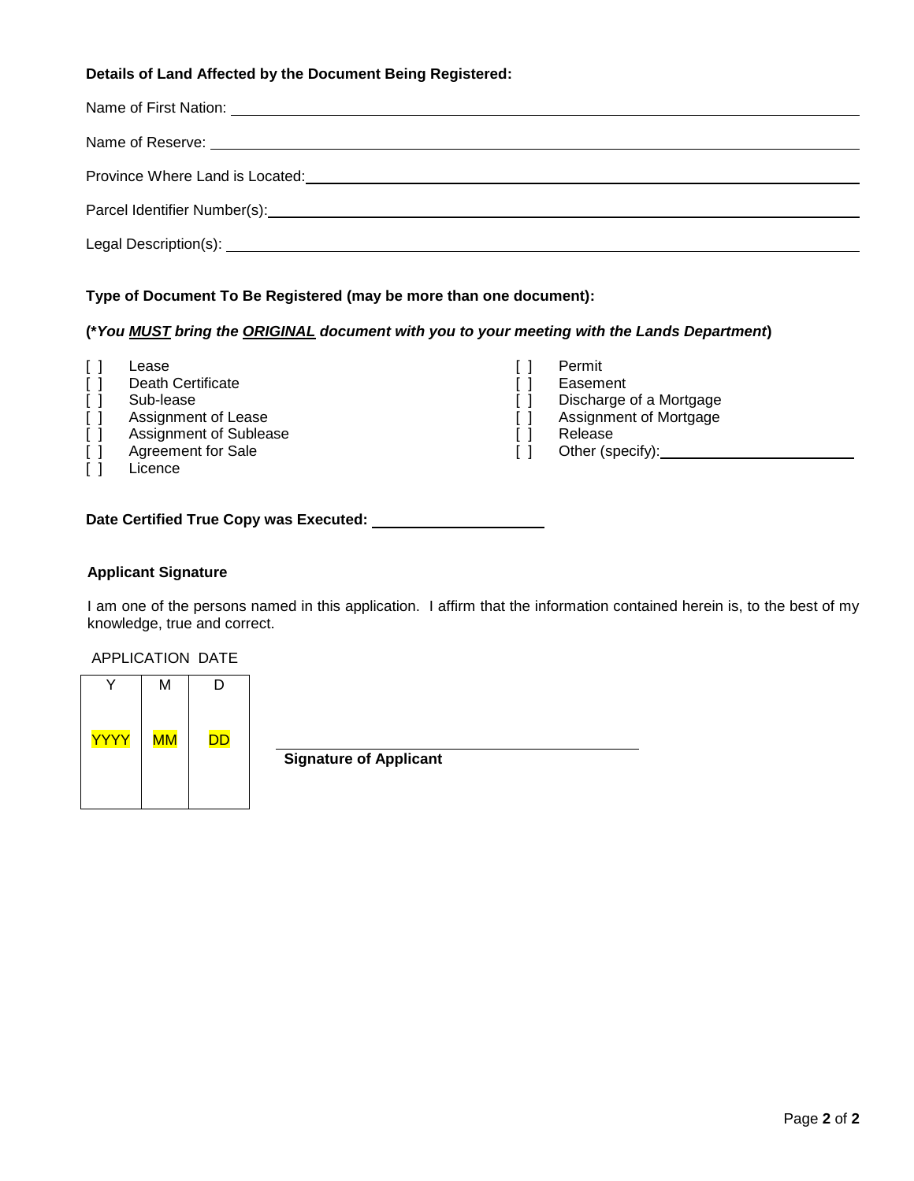**Details of Land Affected by the Document Being Registered:**

Name of First Nation: ______________________________

Name of Reserve: ______________________________

Province Where Land is Located: ______________________________

Parcel Identifier Number(s): ______________________________

Legal Description(s): ______________________________

**Type of Document To Be Registered (may be more than one document):**

**(*You MUST bring the ORIGINAL document with you to your meeting with the Lands Department)**

[ ] Lease
[ ] Death Certificate
[ ] Sub-lease
[ ] Assignment of Lease
[ ] Assignment of Sublease
[ ] Agreement for Sale
[ ] Licence
[ ] Permit
[ ] Easement
[ ] Discharge of a Mortgage
[ ] Assignment of Mortgage
[ ] Release
[ ] Other (specify): ______________________

**Date Certified True Copy was Executed:** ______________________

**Applicant Signature**

I am one of the persons named in this application. I affirm that the information contained herein is, to the best of my knowledge, true and correct.

APPLICATION DATE

| Y | M | D |
|---|---|---|
| YYYY | MM | DD |

______________________________
**Signature of Applicant**